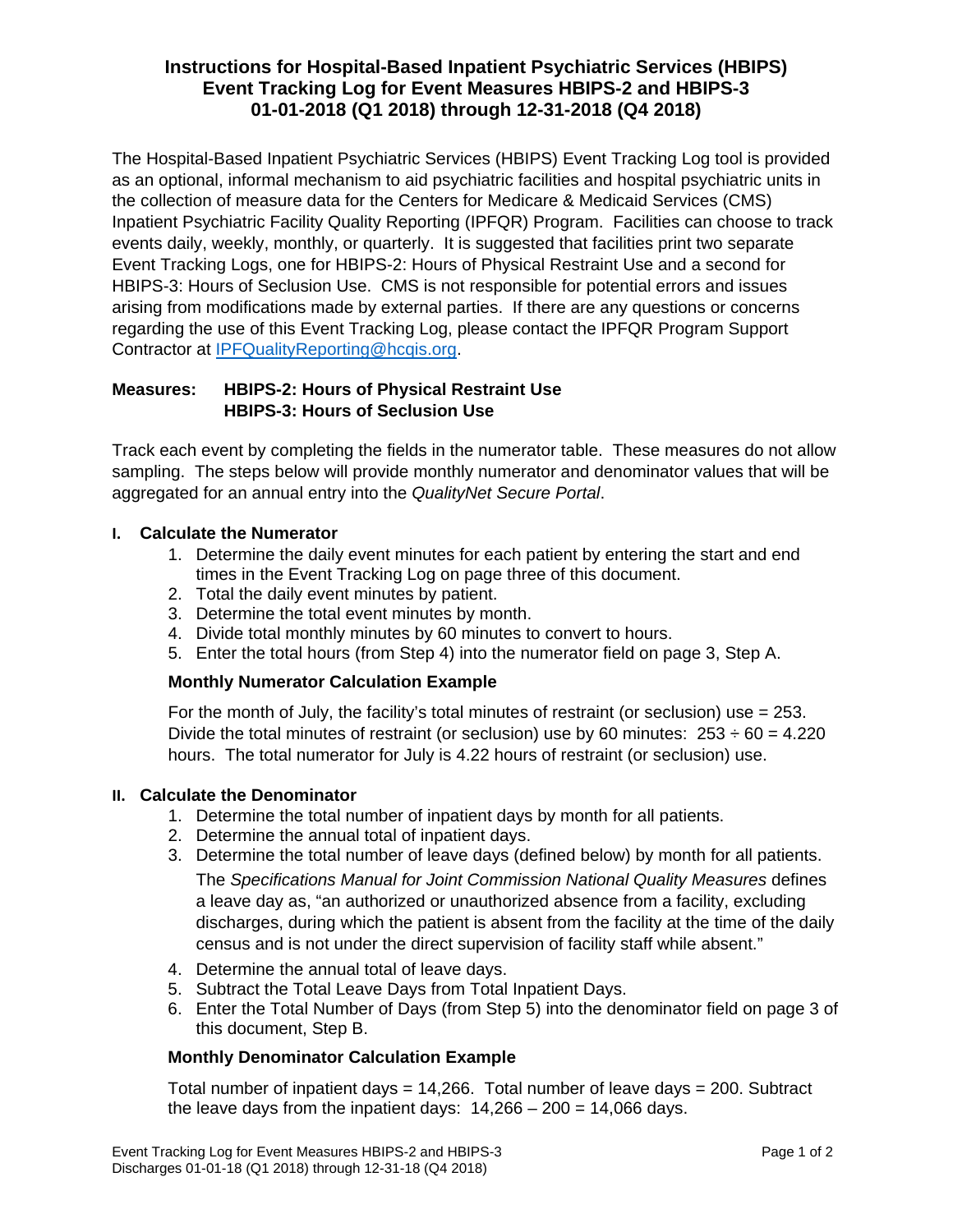# Instructions for Hospital-Based Inpatient Psychiatric Services (HBIPS) Event Tracking Log for Event Measures HBIPS-2 and HBIPS-3 01-01-2018 (Q1 2018) through 12-31-2018 (Q4 2018)

The Hospital-Based Inpatient Psychiatric Services (HBIPS) Event Tracking Log tool is provided as an optional, informal mechanism to aid psychiatric facilities and hospital psychiatric units in the collection of measure data for the Centers for Medicare & Medicaid Services (CMS) Inpatient Psychiatric Facility Quality Reporting (IPFQR) Program. Facilities can choose to track events daily, weekly, monthly, or quarterly. It is suggested that facilities print two separate Event Tracking Logs, one for HBIPS-2: Hours of Physical Restraint Use and a second for HBIPS-3: Hours of Seclusion Use. CMS is not responsible for potential errors and issues arising from modifications made by external parties. If there are any questions or concerns regarding the use of this Event Tracking Log, please contact the IPFQR Program Support Contractor at [IPFQualityReporting@hcqis.org](mailto:IPFQualityReporting@hcqis.org).

**Measures: HBIPS-2: Hours of Physical Restraint Use**
**HBIPS-3: Hours of Seclusion Use**

Track each event by completing the fields in the numerator table. These measures do not allow sampling. The steps below will provide monthly numerator and denominator values that will be aggregated for an annual entry into the *QualityNet Secure Portal*.

## I. Calculate the Numerator

1. Determine the daily event minutes for each patient by entering the start and end times in the Event Tracking Log on page three of this document.
2. Total the daily event minutes by patient.
3. Determine the total event minutes by month.
4. Divide total monthly minutes by 60 minutes to convert to hours.
5. Enter the total hours (from Step 4) into the numerator field on page 3, Step A.

### Monthly Numerator Calculation Example

For the month of July, the facility's total minutes of restraint (or seclusion) use = 253. Divide the total minutes of restraint (or seclusion) use by 60 minutes: $253 \div 60 = 4.220$ hours. The total numerator for July is 4.22 hours of restraint (or seclusion) use.

## II. Calculate the Denominator

1. Determine the total number of inpatient days by month for all patients.
2. Determine the annual total of inpatient days.
3. Determine the total number of leave days (defined below) by month for all patients.

   The *Specifications Manual for Joint Commission National Quality Measures* defines a leave day as, "an authorized or unauthorized absence from a facility, excluding discharges, during which the patient is absent from the facility at the time of the daily census and is not under the direct supervision of facility staff while absent."
4. Determine the annual total of leave days.
5. Subtract the Total Leave Days from Total Inpatient Days.
6. Enter the Total Number of Days (from Step 5) into the denominator field on page 3 of this document, Step B.

### Monthly Denominator Calculation Example

Total number of inpatient days = 14,266. Total number of leave days = 200. Subtract the leave days from the inpatient days: $14,266 - 200 = 14,066$ days.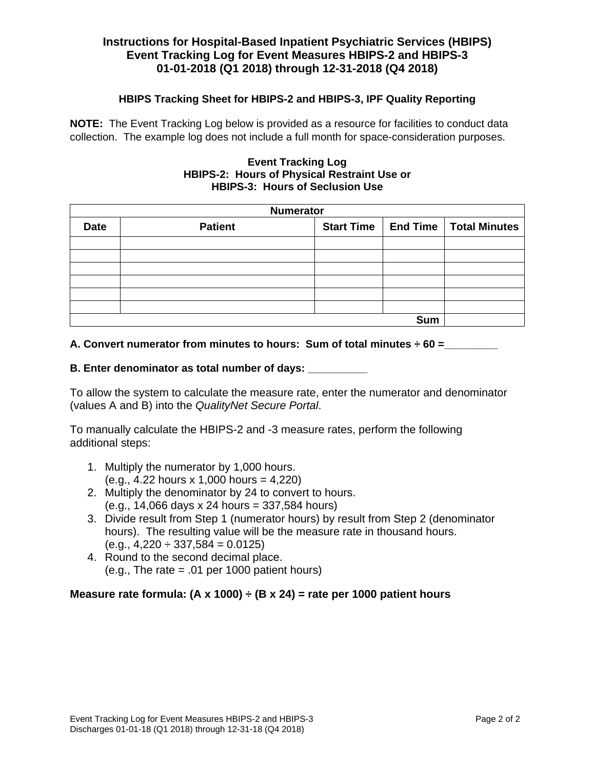## Instructions for Hospital-Based Inpatient Psychiatric Services (HBIPS) Event Tracking Log for Event Measures HBIPS-2 and HBIPS-3 01-01-2018 (Q1 2018) through 12-31-2018 (Q4 2018)

### HBIPS Tracking Sheet for HBIPS-2 and HBIPS-3, IPF Quality Reporting

**NOTE:** The Event Tracking Log below is provided as a resource for facilities to conduct data collection. The example log does not include a full month for space-consideration purposes.

**Event Tracking Log**
**HBIPS-2: Hours of Physical Restraint Use or**
**HBIPS-3: Hours of Seclusion Use**

| Numerator | | | | |
|---|---|---|---|---|
| **Date** | **Patient** | **Start Time** | **End Time** | **Total Minutes** |
| | | | | |
| | | | | |
| | | | | |
| | | | | |
| | | | | |
| | | | | |
| | | | **Sum** | |

**A. Convert numerator from minutes to hours: Sum of total minutes ÷ 60 =_________**

**B. Enter denominator as total number of days: __________**

To allow the system to calculate the measure rate, enter the numerator and denominator (values A and B) into the *QualityNet Secure Portal*.

To manually calculate the HBIPS-2 and -3 measure rates, perform the following additional steps:

1. Multiply the numerator by 1,000 hours.
   (e.g., 4.22 hours x 1,000 hours = 4,220)
2. Multiply the denominator by 24 to convert to hours.
   (e.g., 14,066 days x 24 hours = 337,584 hours)
3. Divide result from Step 1 (numerator hours) by result from Step 2 (denominator hours). The resulting value will be the measure rate in thousand hours.
   (e.g., 4,220 ÷ 337,584 = 0.0125)
4. Round to the second decimal place.
   (e.g., The rate = .01 per 1000 patient hours)

**Measure rate formula: (A x 1000) ÷ (B x 24) = rate per 1000 patient hours**